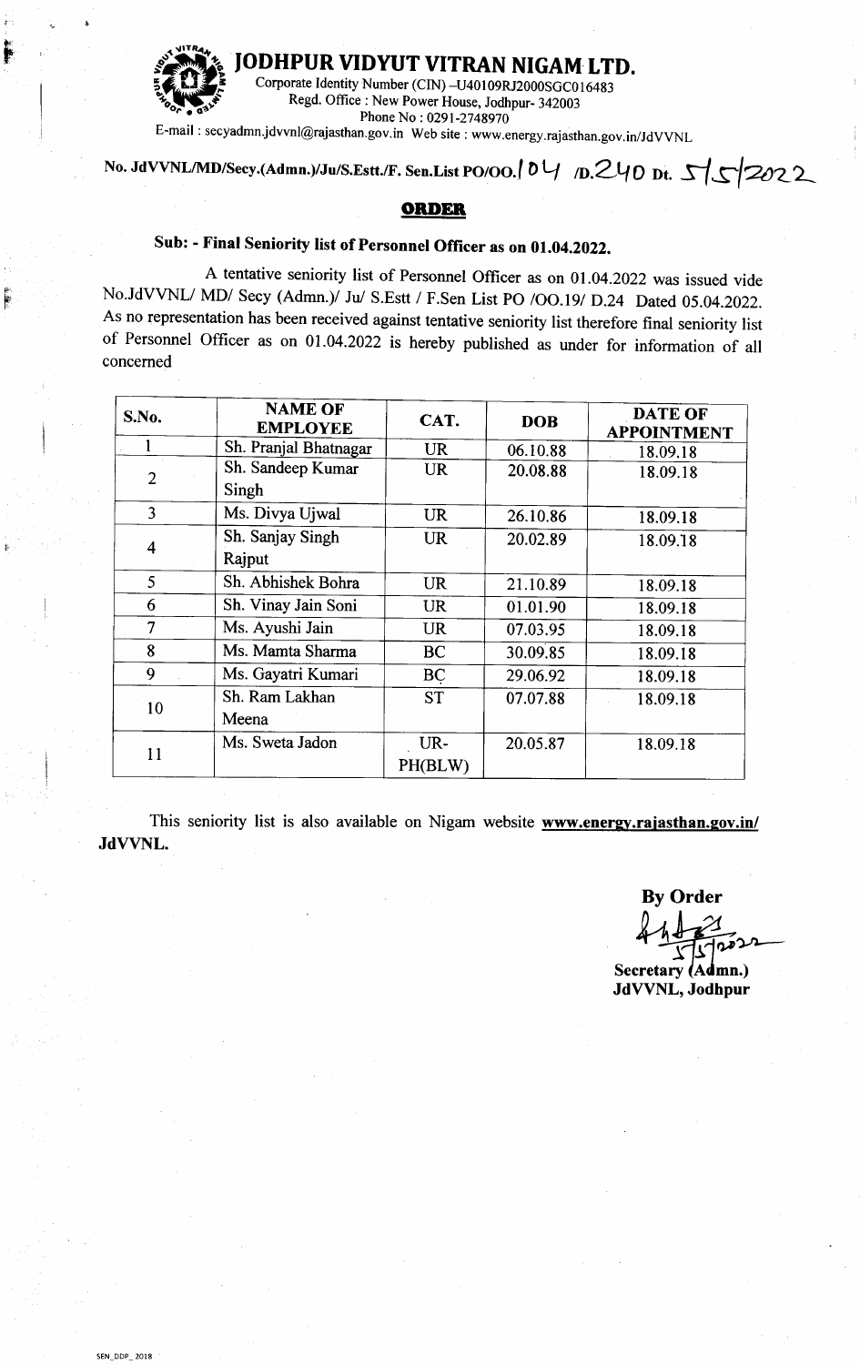# JODHPUR VIDYUT VITRAN NIGAM LTD.

Corporate Identity Number (CIN) –U40109RJ2000SGC016483
Regd. Office : New Power House, Jodhpur- 342003
Phone No : 0291-2748970
E-mail : secyadmn.jdvvnl@rajasthan.gov.in Web site : www.energy.rajasthan.gov.in/JdVVNL

**No. JdVVNL/MD/Secy.(Admn.)/Ju/S.Estt./F. Sen.List PO/OO.104 /D.240 Dt. 5/5/2022**

## ORDER

### Sub: - Final Seniority list of Personnel Officer as on 01.04.2022.

A tentative seniority list of Personnel Officer as on 01.04.2022 was issued vide No.JdVVNL/ MD/ Secy (Admn.)/ Ju/ S.Estt / F.Sen List PO /OO.19/ D.24 Dated 05.04.2022. As no representation has been received against tentative seniority list therefore final seniority list of Personnel Officer as on 01.04.2022 is hereby published as under for information of all concerned

| S.No. | NAME OF EMPLOYEE | CAT. | DOB | DATE OF APPOINTMENT |
|---|---|---|---|---|
| 1 | Sh. Pranjal Bhatnagar | UR | 06.10.88 | 18.09.18 |
| 2 | Sh. Sandeep Kumar Singh | UR | 20.08.88 | 18.09.18 |
| 3 | Ms. Divya Ujwal | UR | 26.10.86 | 18.09.18 |
| 4 | Sh. Sanjay Singh Rajput | UR | 20.02.89 | 18.09.18 |
| 5 | Sh. Abhishek Bohra | UR | 21.10.89 | 18.09.18 |
| 6 | Sh. Vinay Jain Soni | UR | 01.01.90 | 18.09.18 |
| 7 | Ms. Ayushi Jain | UR | 07.03.95 | 18.09.18 |
| 8 | Ms. Mamta Sharma | BC | 30.09.85 | 18.09.18 |
| 9 | Ms. Gayatri Kumari | BC | 29.06.92 | 18.09.18 |
| 10 | Sh. Ram Lakhan Meena | ST | 07.07.88 | 18.09.18 |
| 11 | Ms. Sweta Jadon | UR-PH(BLW) | 20.05.87 | 18.09.18 |

This seniority list is also available on Nigam website **www.energy.rajasthan.gov.in/JdVVNL.**

**By Order**

5/5/2022

**Secretary (Admn.)**
**JdVVNL, Jodhpur**

SEN_DDP_2018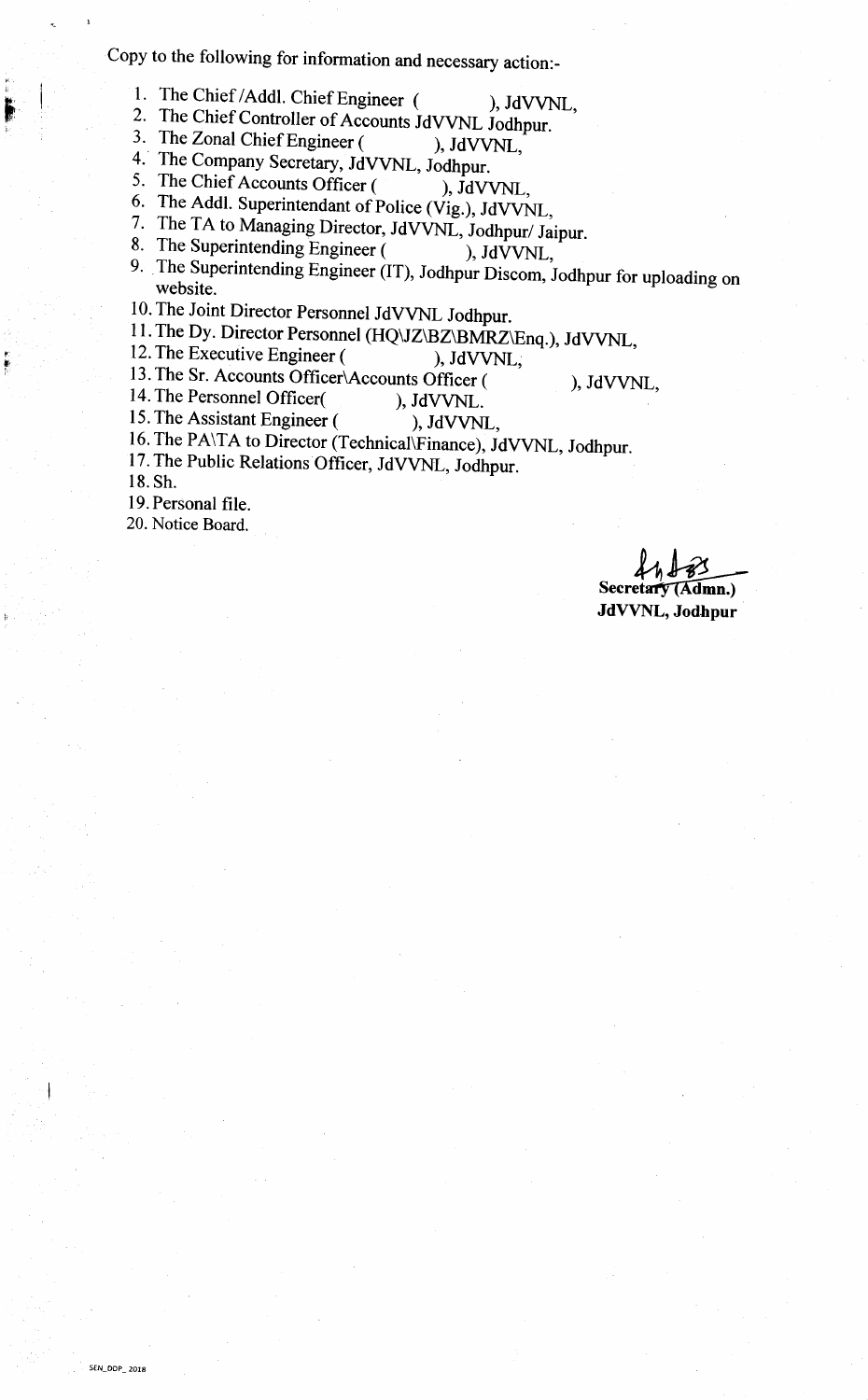Copy to the following for information and necessary action:-

1. The Chief /Addl. Chief Engineer (              ), JdVVNL,
2. The Chief Controller of Accounts JdVVNL Jodhpur.
3. The Zonal Chief Engineer (           ), JdVVNL,
4. The Company Secretary, JdVVNL, Jodhpur.
5. The Chief Accounts Officer (           ), JdVVNL,
6. The Addl. Superintendant of Police (Vig.), JdVVNL,
7. The TA to Managing Director, JdVVNL, Jodhpur/ Jaipur.
8. The Superintending Engineer (              ), JdVVNL,
9. The Superintending Engineer (IT), Jodhpur Discom, Jodhpur for uploading on website.
10. The Joint Director Personnel JdVVNL Jodhpur.
11. The Dy. Director Personnel (HQ\JZ\BZ\BMRZ\Enq.), JdVVNL,
12. The Executive Engineer (              ), JdVVNL,
13. The Sr. Accounts Officer\Accounts Officer (              ), JdVVNL,
14. The Personnel Officer(            ), JdVVNL.
15. The Assistant Engineer (            ), JdVVNL,
16. The PA\TA to Director (Technical\Finance), JdVVNL, Jodhpur.
17. The Public Relations Officer, JdVVNL, Jodhpur.
18. Sh.
19. Personal file.
20. Notice Board.

**Secretary (Admn.)**
**JdVVNL, Jodhpur**

SEN_DDP_ 2018